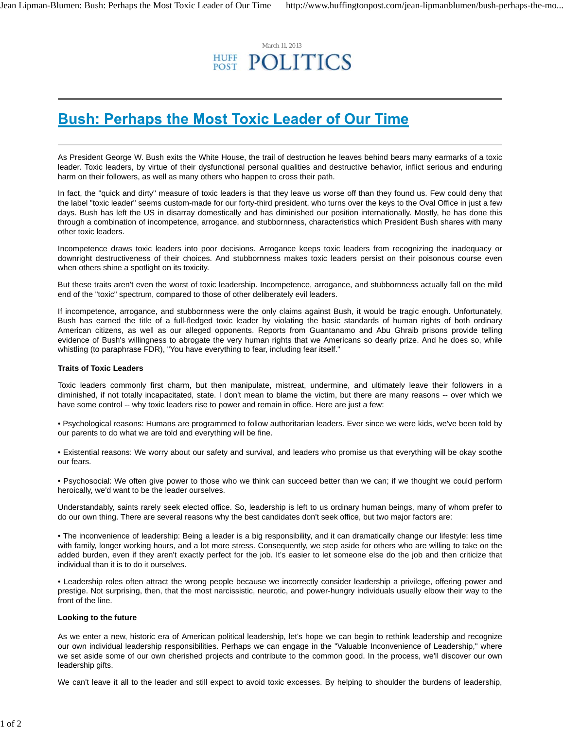March 11, 2013

HUFF POST POLITICS

# Bush: Perhaps the Most Toxic Leader of Our Time

As President George W. Bush exits the White House, the trail of destruction he leaves behind bears many earmarks of a toxic leader. Toxic leaders, by virtue of their dysfunctional personal qualities and destructive behavior, inflict serious and enduring harm on their followers, as well as many others who happen to cross their path.

In fact, the "quick and dirty" measure of toxic leaders is that they leave us worse off than they found us. Few could deny that the label "toxic leader" seems custom-made for our forty-third president, who turns over the keys to the Oval Office in just a few days. Bush has left the US in disarray domestically and has diminished our position internationally. Mostly, he has done this through a combination of incompetence, arrogance, and stubbornness, characteristics which President Bush shares with many other toxic leaders.

Incompetence draws toxic leaders into poor decisions. Arrogance keeps toxic leaders from recognizing the inadequacy or downright destructiveness of their choices. And stubbornness makes toxic leaders persist on their poisonous course even when others shine a spotlight on its toxicity.

But these traits aren't even the worst of toxic leadership. Incompetence, arrogance, and stubbornness actually fall on the mild end of the "toxic" spectrum, compared to those of other deliberately evil leaders.

If incompetence, arrogance, and stubbornness were the only claims against Bush, it would be tragic enough. Unfortunately, Bush has earned the title of a full-fledged toxic leader by violating the basic standards of human rights of both ordinary American citizens, as well as our alleged opponents. Reports from Guantanamo and Abu Ghraib prisons provide telling evidence of Bush's willingness to abrogate the very human rights that we Americans so dearly prize. And he does so, while whistling (to paraphrase FDR), "You have everything to fear, including fear itself."

**Traits of Toxic Leaders**

Toxic leaders commonly first charm, but then manipulate, mistreat, undermine, and ultimately leave their followers in a diminished, if not totally incapacitated, state. I don't mean to blame the victim, but there are many reasons -- over which we have some control -- why toxic leaders rise to power and remain in office. Here are just a few:

• Psychological reasons: Humans are programmed to follow authoritarian leaders. Ever since we were kids, we've been told by our parents to do what we are told and everything will be fine.

• Existential reasons: We worry about our safety and survival, and leaders who promise us that everything will be okay soothe our fears.

• Psychosocial: We often give power to those who we think can succeed better than we can; if we thought we could perform heroically, we'd want to be the leader ourselves.

Understandably, saints rarely seek elected office. So, leadership is left to us ordinary human beings, many of whom prefer to do our own thing. There are several reasons why the best candidates don't seek office, but two major factors are:

• The inconvenience of leadership: Being a leader is a big responsibility, and it can dramatically change our lifestyle: less time with family, longer working hours, and a lot more stress. Consequently, we step aside for others who are willing to take on the added burden, even if they aren't exactly perfect for the job. It's easier to let someone else do the job and then criticize that individual than it is to do it ourselves.

• Leadership roles often attract the wrong people because we incorrectly consider leadership a privilege, offering power and prestige. Not surprising, then, that the most narcissistic, neurotic, and power-hungry individuals usually elbow their way to the front of the line.

**Looking to the future**

As we enter a new, historic era of American political leadership, let's hope we can begin to rethink leadership and recognize our own individual leadership responsibilities. Perhaps we can engage in the "Valuable Inconvenience of Leadership," where we set aside some of our own cherished projects and contribute to the common good. In the process, we'll discover our own leadership gifts.

We can't leave it all to the leader and still expect to avoid toxic excesses. By helping to shoulder the burdens of leadership,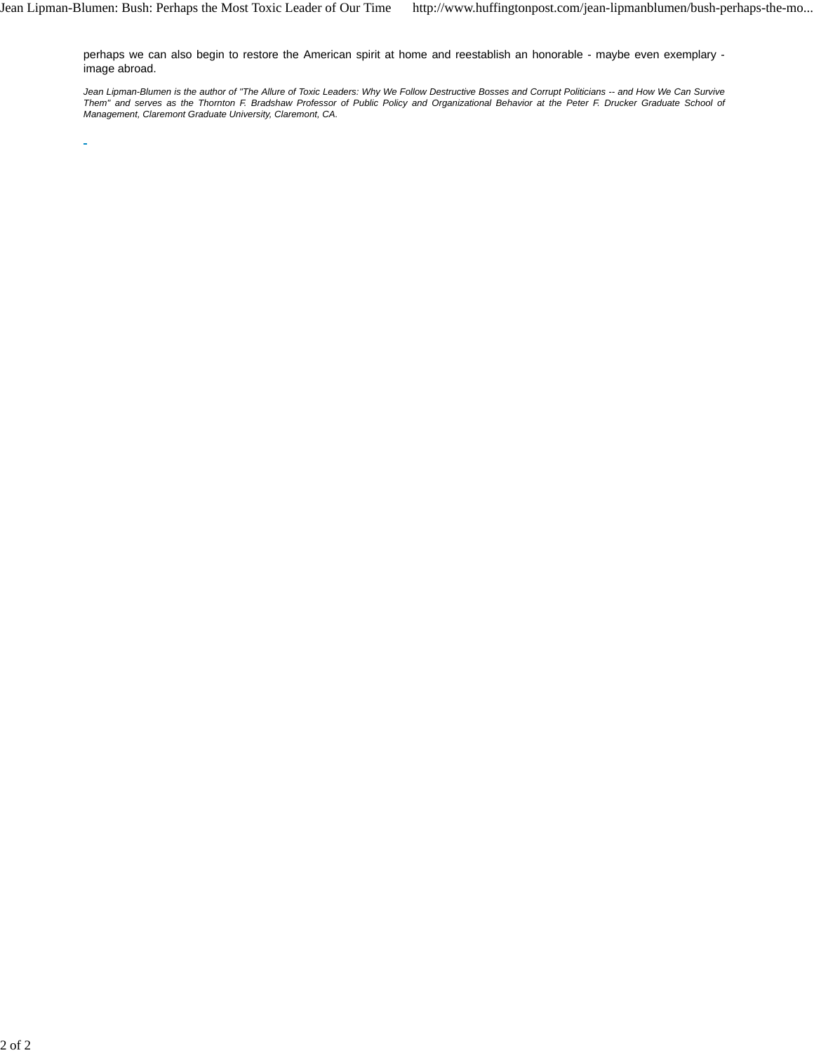perhaps we can also begin to restore the American spirit at home and reestablish an honorable - maybe even exemplary - image abroad.

*Jean Lipman-Blumen is the author of "The Allure of Toxic Leaders: Why We Follow Destructive Bosses and Corrupt Politicians -- and How We Can Survive Them" and serves as the Thornton F. Bradshaw Professor of Public Policy and Organizational Behavior at the Peter F. Drucker Graduate School of Management, Claremont Graduate University, Claremont, CA.*